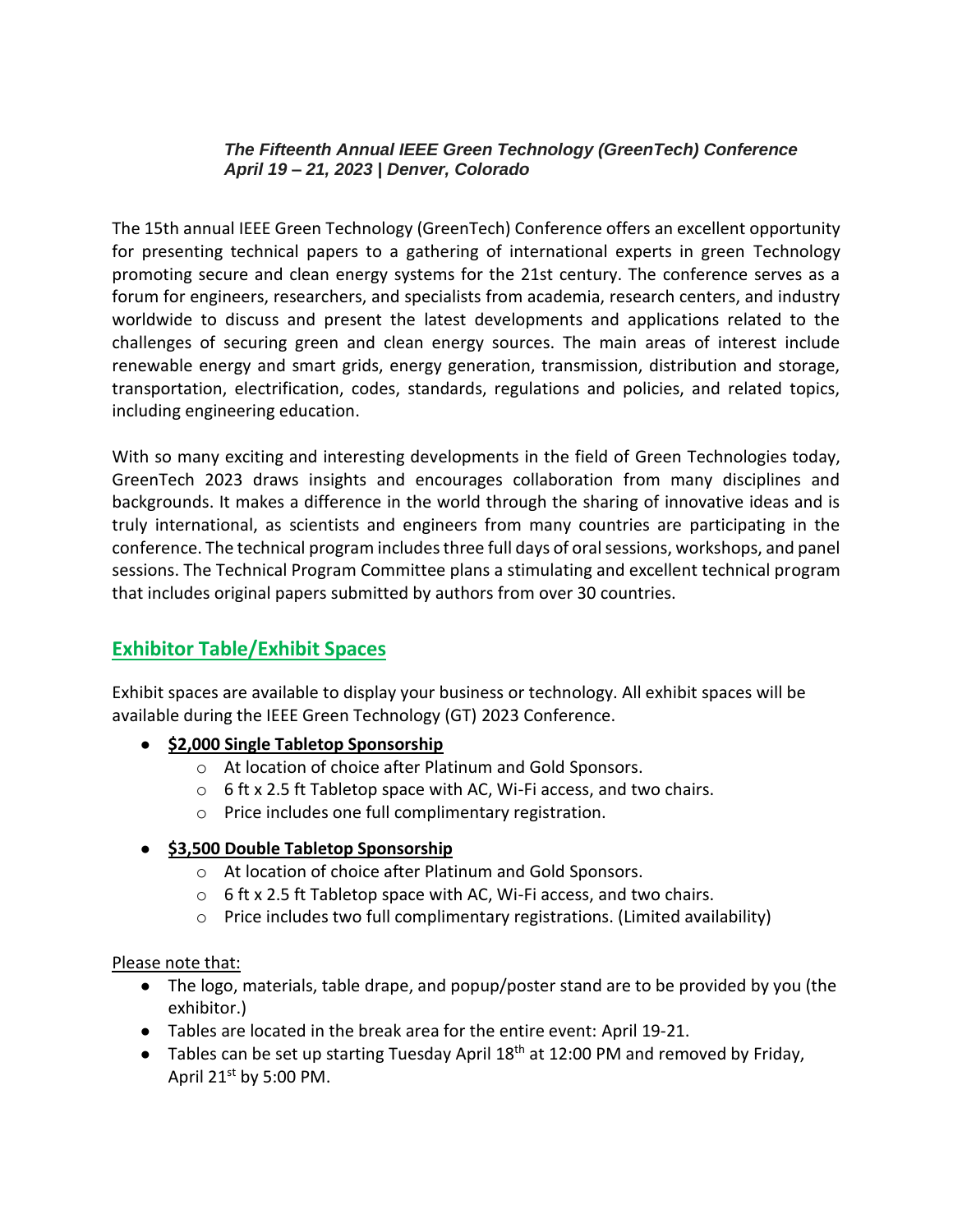***The Fifteenth Annual IEEE Green Technology (GreenTech) Conference***
***April 19 – 21, 2023 | Denver, Colorado***

The 15th annual IEEE Green Technology (GreenTech) Conference offers an excellent opportunity for presenting technical papers to a gathering of international experts in green Technology promoting secure and clean energy systems for the 21st century. The conference serves as a forum for engineers, researchers, and specialists from academia, research centers, and industry worldwide to discuss and present the latest developments and applications related to the challenges of securing green and clean energy sources. The main areas of interest include renewable energy and smart grids, energy generation, transmission, distribution and storage, transportation, electrification, codes, standards, regulations and policies, and related topics, including engineering education.

With so many exciting and interesting developments in the field of Green Technologies today, GreenTech 2023 draws insights and encourages collaboration from many disciplines and backgrounds. It makes a difference in the world through the sharing of innovative ideas and is truly international, as scientists and engineers from many countries are participating in the conference. The technical program includes three full days of oral sessions, workshops, and panel sessions. The Technical Program Committee plans a stimulating and excellent technical program that includes original papers submitted by authors from over 30 countries.

## Exhibitor Table/Exhibit Spaces

Exhibit spaces are available to display your business or technology. All exhibit spaces will be available during the IEEE Green Technology (GT) 2023 Conference.

- **$2,000 Single Tabletop Sponsorship**
  - At location of choice after Platinum and Gold Sponsors.
  - 6 ft x 2.5 ft Tabletop space with AC, Wi-Fi access, and two chairs.
  - Price includes one full complimentary registration.
- **$3,500 Double Tabletop Sponsorship**
  - At location of choice after Platinum and Gold Sponsors.
  - 6 ft x 2.5 ft Tabletop space with AC, Wi-Fi access, and two chairs.
  - Price includes two full complimentary registrations. (Limited availability)

Please note that:

- The logo, materials, table drape, and popup/poster stand are to be provided by you (the exhibitor.)
- Tables are located in the break area for the entire event: April 19-21.
- Tables can be set up starting Tuesday April 18th at 12:00 PM and removed by Friday, April 21st by 5:00 PM.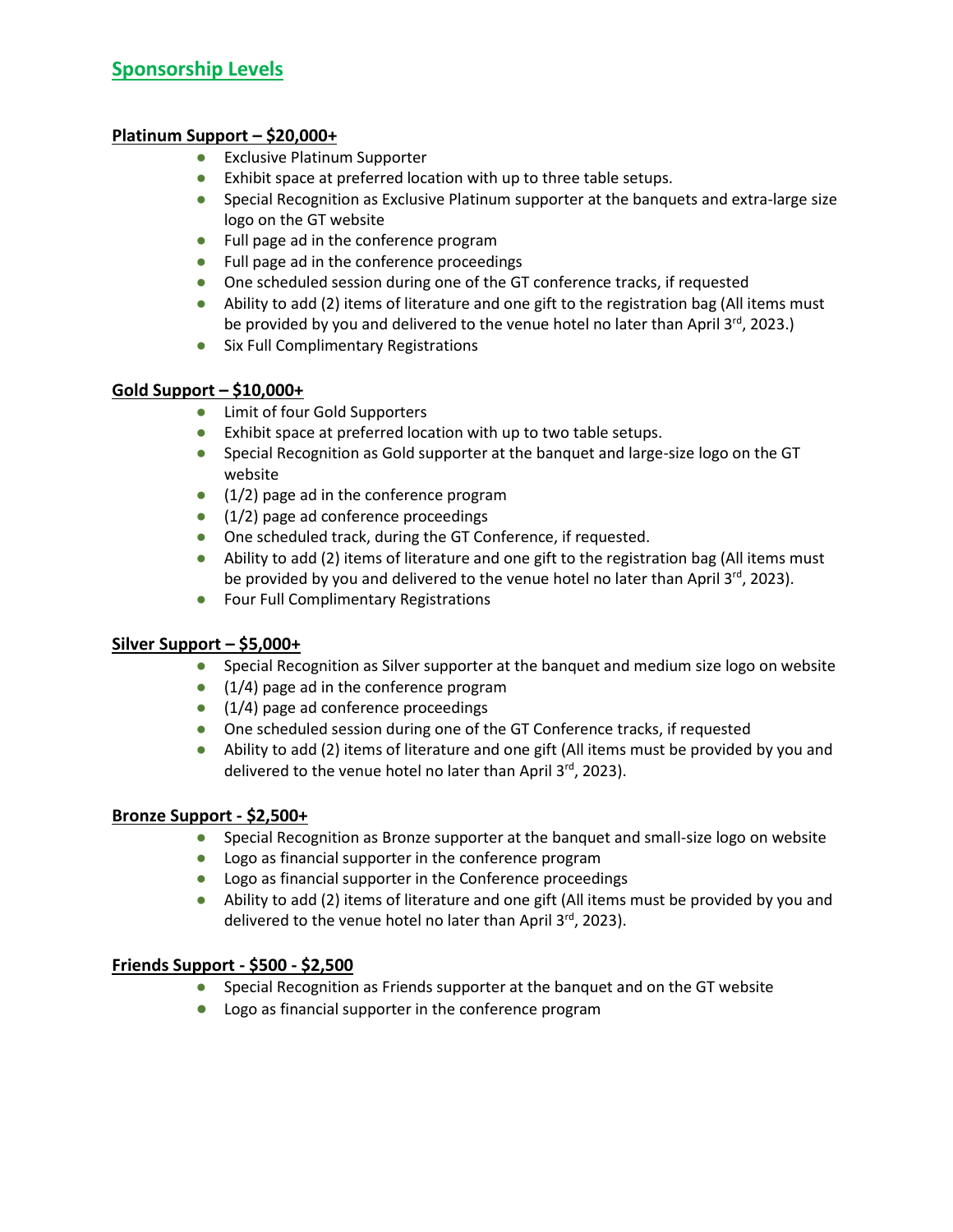## Sponsorship Levels

**Platinum Support – $20,000+**

- Exclusive Platinum Supporter
- Exhibit space at preferred location with up to three table setups.
- Special Recognition as Exclusive Platinum supporter at the banquets and extra-large size logo on the GT website
- Full page ad in the conference program
- Full page ad in the conference proceedings
- One scheduled session during one of the GT conference tracks, if requested
- Ability to add (2) items of literature and one gift to the registration bag (All items must be provided by you and delivered to the venue hotel no later than April 3rd, 2023.)
- Six Full Complimentary Registrations

**Gold Support – $10,000+**

- Limit of four Gold Supporters
- Exhibit space at preferred location with up to two table setups.
- Special Recognition as Gold supporter at the banquet and large-size logo on the GT website
- (1/2) page ad in the conference program
- (1/2) page ad conference proceedings
- One scheduled track, during the GT Conference, if requested.
- Ability to add (2) items of literature and one gift to the registration bag (All items must be provided by you and delivered to the venue hotel no later than April 3rd, 2023).
- Four Full Complimentary Registrations

**Silver Support – $5,000+**

- Special Recognition as Silver supporter at the banquet and medium size logo on website
- (1/4) page ad in the conference program
- (1/4) page ad conference proceedings
- One scheduled session during one of the GT Conference tracks, if requested
- Ability to add (2) items of literature and one gift (All items must be provided by you and delivered to the venue hotel no later than April 3rd, 2023).

**Bronze Support - $2,500+**

- Special Recognition as Bronze supporter at the banquet and small-size logo on website
- Logo as financial supporter in the conference program
- Logo as financial supporter in the Conference proceedings
- Ability to add (2) items of literature and one gift (All items must be provided by you and delivered to the venue hotel no later than April 3rd, 2023).

**Friends Support - $500 - $2,500**

- Special Recognition as Friends supporter at the banquet and on the GT website
- Logo as financial supporter in the conference program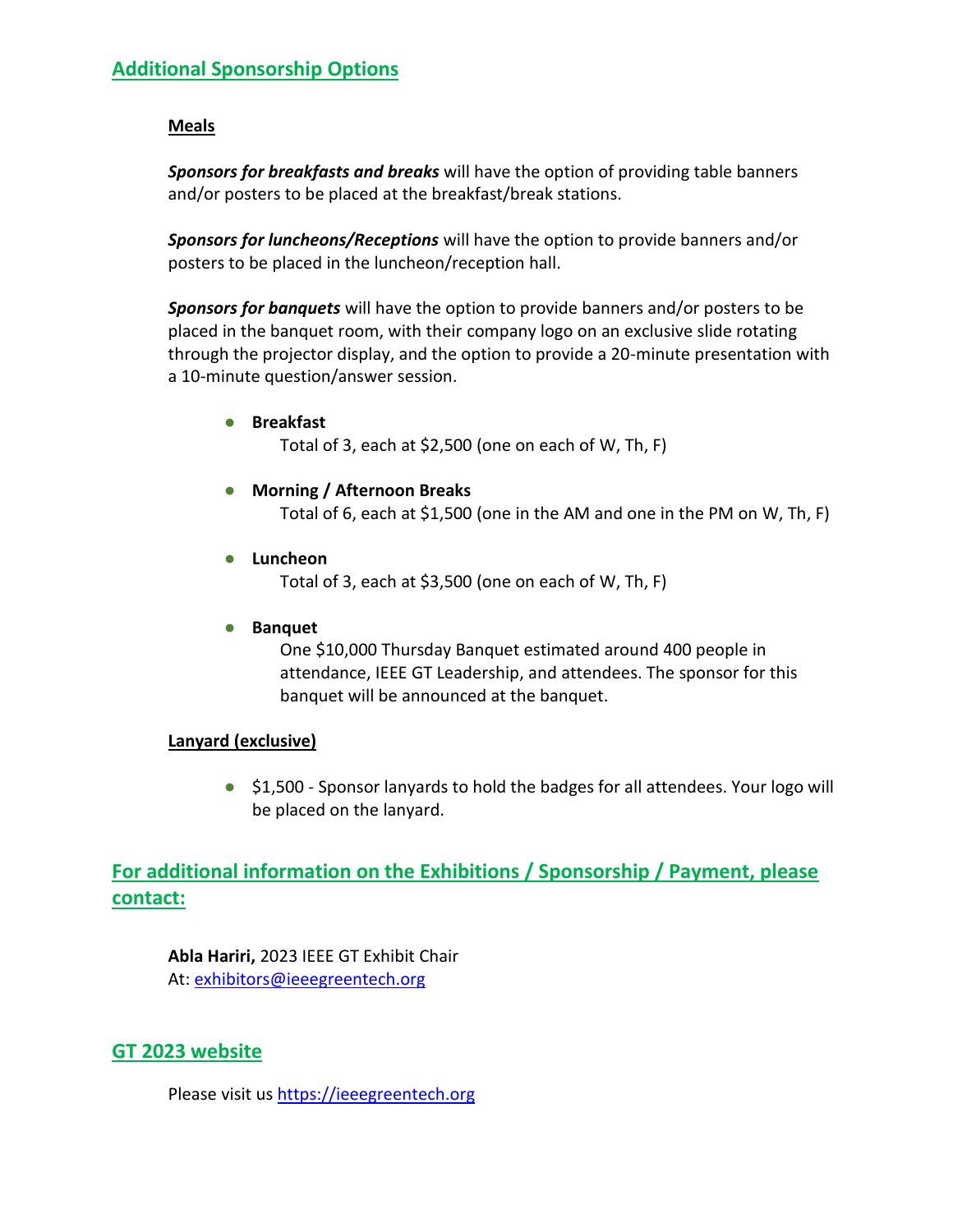## Additional Sponsorship Options

### Meals

***Sponsors for breakfasts and breaks*** will have the option of providing table banners and/or posters to be placed at the breakfast/break stations.

***Sponsors for luncheons/Receptions*** will have the option to provide banners and/or posters to be placed in the luncheon/reception hall.

***Sponsors for banquets*** will have the option to provide banners and/or posters to be placed in the banquet room, with their company logo on an exclusive slide rotating through the projector display, and the option to provide a 20-minute presentation with a 10-minute question/answer session.

- **Breakfast**
  Total of 3, each at $2,500 (one on each of W, Th, F)

- **Morning / Afternoon Breaks**
  Total of 6, each at $1,500 (one in the AM and one in the PM on W, Th, F)

- **Luncheon**
  Total of 3, each at $3,500 (one on each of W, Th, F)

- **Banquet**
  One $10,000 Thursday Banquet estimated around 400 people in attendance, IEEE GT Leadership, and attendees. The sponsor for this banquet will be announced at the banquet.

### Lanyard (exclusive)

- $1,500 - Sponsor lanyards to hold the badges for all attendees. Your logo will be placed on the lanyard.

## For additional information on the Exhibitions / Sponsorship / Payment, please contact:

**Abla Hariri,** 2023 IEEE GT Exhibit Chair
At: exhibitors@ieeegreentech.org

## GT 2023 website

Please visit us https://ieeegreentech.org